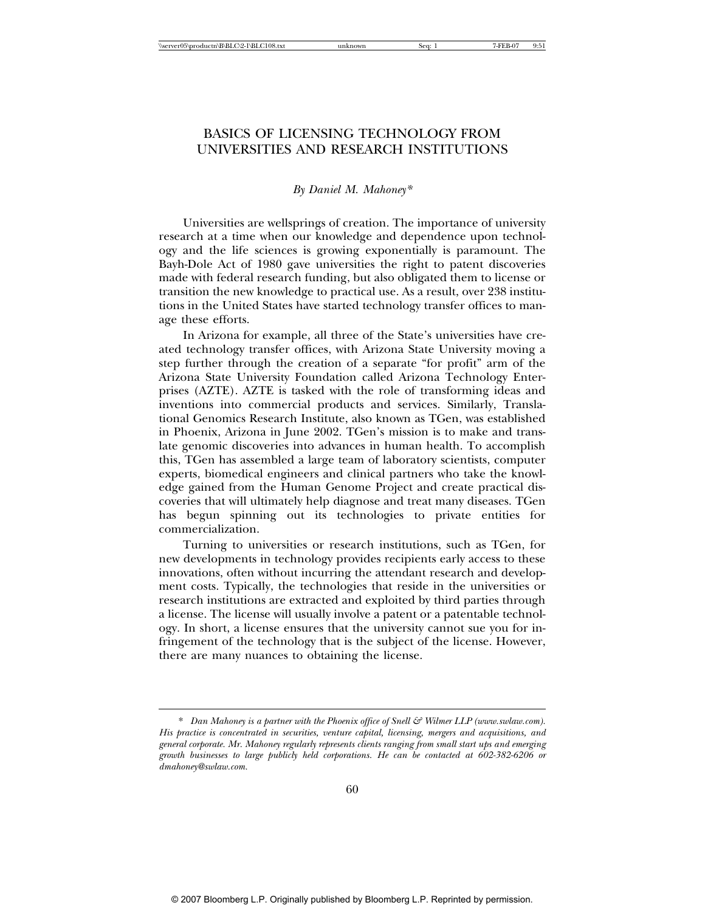# BASICS OF LICENSING TECHNOLOGY FROM UNIVERSITIES AND RESEARCH INSTITUTIONS

*By Daniel M. Mahoney**

Universities are wellsprings of creation. The importance of university research at a time when our knowledge and dependence upon technology and the life sciences is growing exponentially is paramount. The Bayh-Dole Act of 1980 gave universities the right to patent discoveries made with federal research funding, but also obligated them to license or transition the new knowledge to practical use. As a result, over 238 institutions in the United States have started technology transfer offices to manage these efforts.

In Arizona for example, all three of the State's universities have created technology transfer offices, with Arizona State University moving a step further through the creation of a separate "for profit" arm of the Arizona State University Foundation called Arizona Technology Enterprises (AZTE). AZTE is tasked with the role of transforming ideas and inventions into commercial products and services. Similarly, Translational Genomics Research Institute, also known as TGen, was established in Phoenix, Arizona in June 2002. TGen's mission is to make and translate genomic discoveries into advances in human health. To accomplish this, TGen has assembled a large team of laboratory scientists, computer experts, biomedical engineers and clinical partners who take the knowledge gained from the Human Genome Project and create practical discoveries that will ultimately help diagnose and treat many diseases. TGen has begun spinning out its technologies to private entities for commercialization.

Turning to universities or research institutions, such as TGen, for new developments in technology provides recipients early access to these innovations, often without incurring the attendant research and development costs. Typically, the technologies that reside in the universities or research institutions are extracted and exploited by third parties through a license. The license will usually involve a patent or a patentable technology. In short, a license ensures that the university cannot sue you for infringement of the technology that is the subject of the license. However, there are many nuances to obtaining the license.

---

\* *Dan Mahoney is a partner with the Phoenix office of Snell & Wilmer LLP (www.swlaw.com). His practice is concentrated in securities, venture capital, licensing, mergers and acquisitions, and general corporate. Mr. Mahoney regularly represents clients ranging from small start ups and emerging growth businesses to large publicly held corporations. He can be contacted at 602-382-6206 or dmahoney@swlaw.com.*

© 2007 Bloomberg L.P. Originally published by Bloomberg L.P. Reprinted by permission.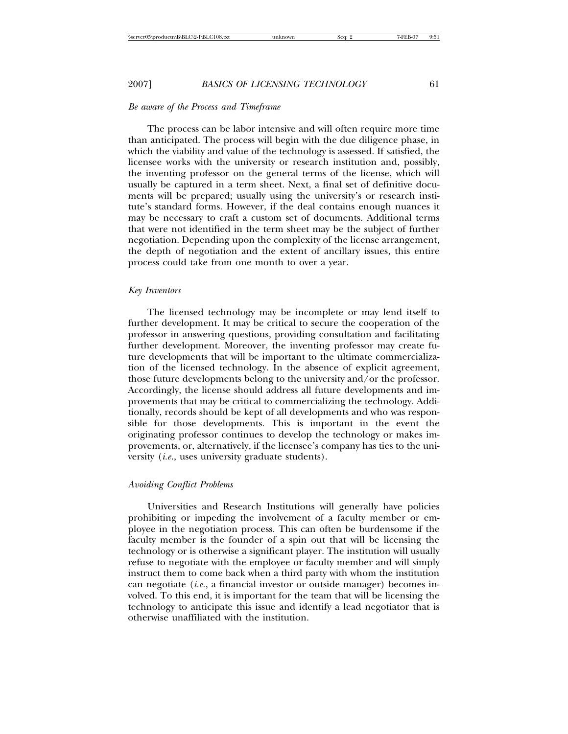*Be aware of the Process and Timeframe*

The process can be labor intensive and will often require more time than anticipated. The process will begin with the due diligence phase, in which the viability and value of the technology is assessed. If satisfied, the licensee works with the university or research institution and, possibly, the inventing professor on the general terms of the license, which will usually be captured in a term sheet. Next, a final set of definitive documents will be prepared; usually using the university's or research institute's standard forms. However, if the deal contains enough nuances it may be necessary to craft a custom set of documents. Additional terms that were not identified in the term sheet may be the subject of further negotiation. Depending upon the complexity of the license arrangement, the depth of negotiation and the extent of ancillary issues, this entire process could take from one month to over a year.

*Key Inventors*

The licensed technology may be incomplete or may lend itself to further development. It may be critical to secure the cooperation of the professor in answering questions, providing consultation and facilitating further development. Moreover, the inventing professor may create future developments that will be important to the ultimate commercialization of the licensed technology. In the absence of explicit agreement, those future developments belong to the university and/or the professor. Accordingly, the license should address all future developments and improvements that may be critical to commercializing the technology. Additionally, records should be kept of all developments and who was responsible for those developments. This is important in the event the originating professor continues to develop the technology or makes improvements, or, alternatively, if the licensee's company has ties to the university (*i.e.*, uses university graduate students).

*Avoiding Conflict Problems*

Universities and Research Institutions will generally have policies prohibiting or impeding the involvement of a faculty member or employee in the negotiation process. This can often be burdensome if the faculty member is the founder of a spin out that will be licensing the technology or is otherwise a significant player. The institution will usually refuse to negotiate with the employee or faculty member and will simply instruct them to come back when a third party with whom the institution can negotiate (*i.e.*, a financial investor or outside manager) becomes involved. To this end, it is important for the team that will be licensing the technology to anticipate this issue and identify a lead negotiator that is otherwise unaffiliated with the institution.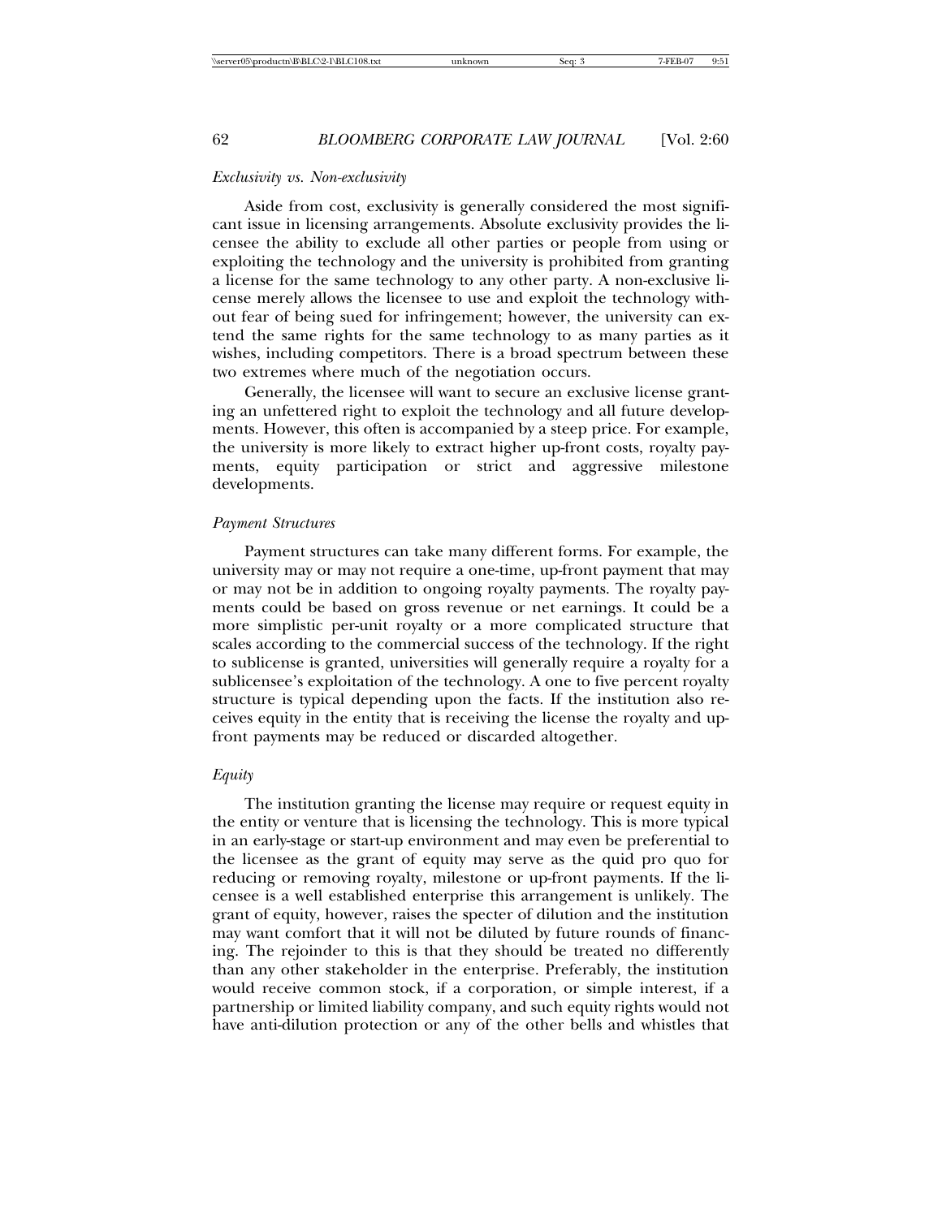### *Exclusivity vs. Non-exclusivity*

Aside from cost, exclusivity is generally considered the most significant issue in licensing arrangements. Absolute exclusivity provides the licensee the ability to exclude all other parties or people from using or exploiting the technology and the university is prohibited from granting a license for the same technology to any other party. A non-exclusive license merely allows the licensee to use and exploit the technology without fear of being sued for infringement; however, the university can extend the same rights for the same technology to as many parties as it wishes, including competitors. There is a broad spectrum between these two extremes where much of the negotiation occurs.

Generally, the licensee will want to secure an exclusive license granting an unfettered right to exploit the technology and all future developments. However, this often is accompanied by a steep price. For example, the university is more likely to extract higher up-front costs, royalty payments, equity participation or strict and aggressive milestone developments.

### *Payment Structures*

Payment structures can take many different forms. For example, the university may or may not require a one-time, up-front payment that may or may not be in addition to ongoing royalty payments. The royalty payments could be based on gross revenue or net earnings. It could be a more simplistic per-unit royalty or a more complicated structure that scales according to the commercial success of the technology. If the right to sublicense is granted, universities will generally require a royalty for a sublicensee's exploitation of the technology. A one to five percent royalty structure is typical depending upon the facts. If the institution also receives equity in the entity that is receiving the license the royalty and up-front payments may be reduced or discarded altogether.

### *Equity*

The institution granting the license may require or request equity in the entity or venture that is licensing the technology. This is more typical in an early-stage or start-up environment and may even be preferential to the licensee as the grant of equity may serve as the quid pro quo for reducing or removing royalty, milestone or up-front payments. If the licensee is a well established enterprise this arrangement is unlikely. The grant of equity, however, raises the specter of dilution and the institution may want comfort that it will not be diluted by future rounds of financing. The rejoinder to this is that they should be treated no differently than any other stakeholder in the enterprise. Preferably, the institution would receive common stock, if a corporation, or simple interest, if a partnership or limited liability company, and such equity rights would not have anti-dilution protection or any of the other bells and whistles that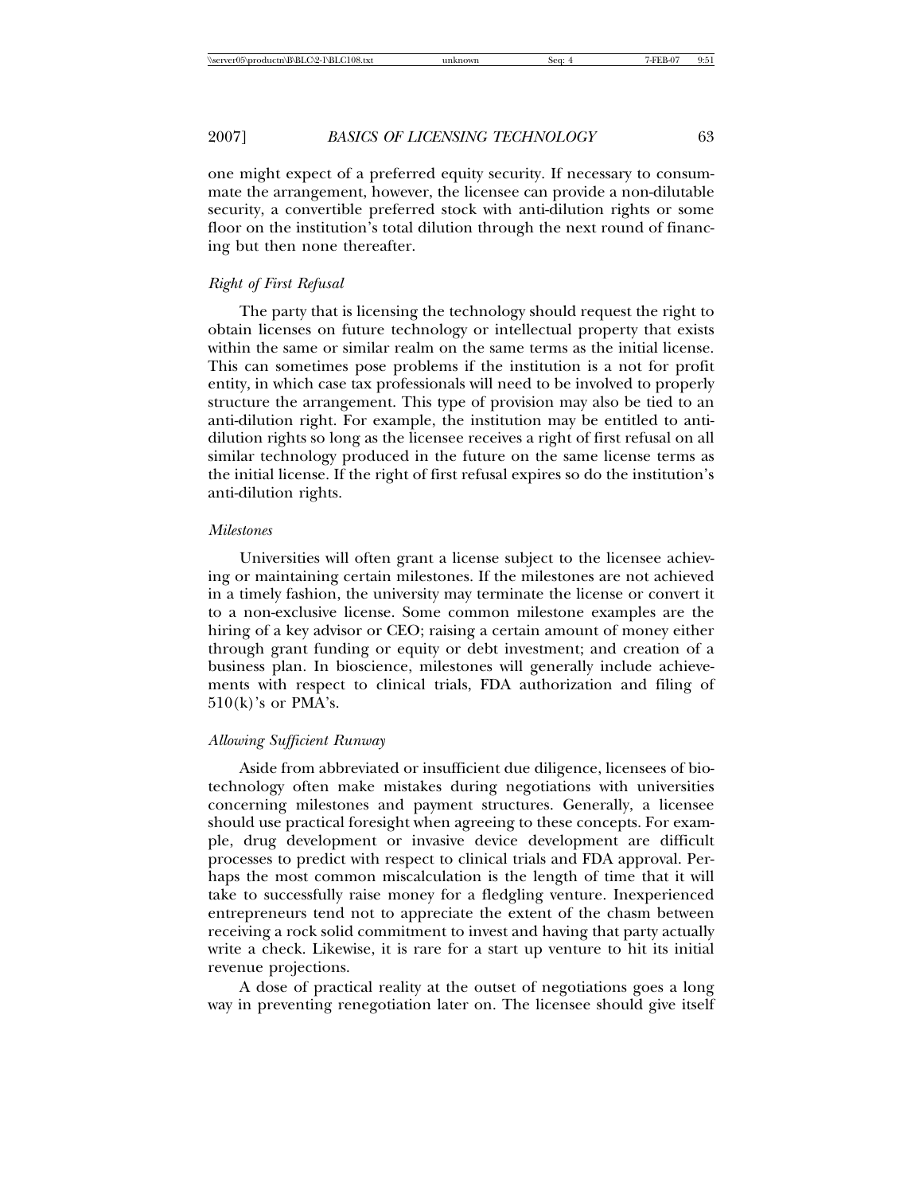one might expect of a preferred equity security. If necessary to consummate the arrangement, however, the licensee can provide a non-dilutable security, a convertible preferred stock with anti-dilution rights or some floor on the institution's total dilution through the next round of financing but then none thereafter.

### *Right of First Refusal*

The party that is licensing the technology should request the right to obtain licenses on future technology or intellectual property that exists within the same or similar realm on the same terms as the initial license. This can sometimes pose problems if the institution is a not for profit entity, in which case tax professionals will need to be involved to properly structure the arrangement. This type of provision may also be tied to an anti-dilution right. For example, the institution may be entitled to anti-dilution rights so long as the licensee receives a right of first refusal on all similar technology produced in the future on the same license terms as the initial license. If the right of first refusal expires so do the institution's anti-dilution rights.

### *Milestones*

Universities will often grant a license subject to the licensee achieving or maintaining certain milestones. If the milestones are not achieved in a timely fashion, the university may terminate the license or convert it to a non-exclusive license. Some common milestone examples are the hiring of a key advisor or CEO; raising a certain amount of money either through grant funding or equity or debt investment; and creation of a business plan. In bioscience, milestones will generally include achievements with respect to clinical trials, FDA authorization and filing of 510(k)'s or PMA's.

### *Allowing Sufficient Runway*

Aside from abbreviated or insufficient due diligence, licensees of biotechnology often make mistakes during negotiations with universities concerning milestones and payment structures. Generally, a licensee should use practical foresight when agreeing to these concepts. For example, drug development or invasive device development are difficult processes to predict with respect to clinical trials and FDA approval. Perhaps the most common miscalculation is the length of time that it will take to successfully raise money for a fledgling venture. Inexperienced entrepreneurs tend not to appreciate the extent of the chasm between receiving a rock solid commitment to invest and having that party actually write a check. Likewise, it is rare for a start up venture to hit its initial revenue projections.

A dose of practical reality at the outset of negotiations goes a long way in preventing renegotiation later on. The licensee should give itself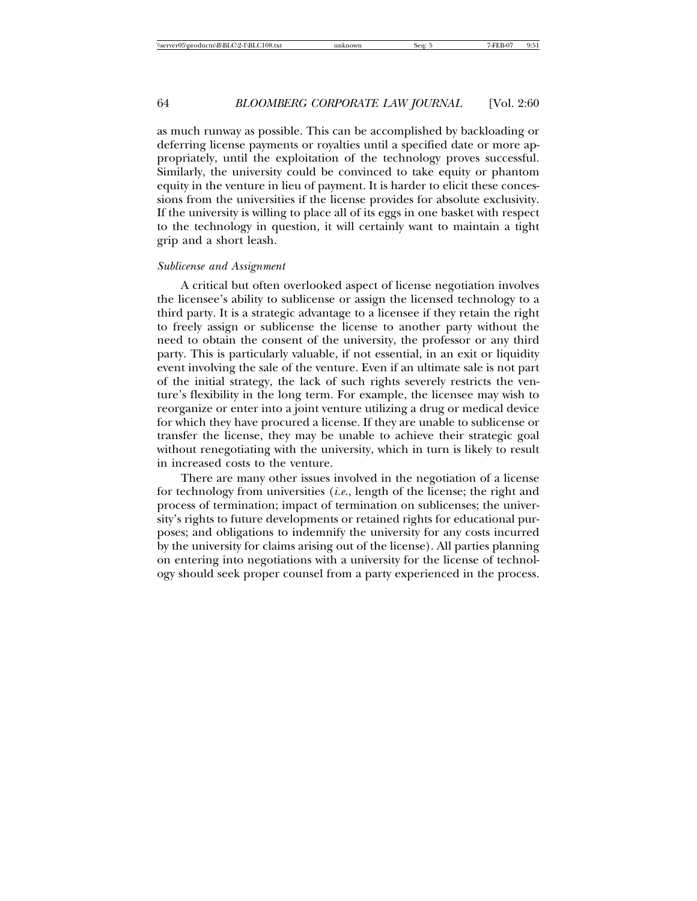as much runway as possible. This can be accomplished by backloading or deferring license payments or royalties until a specified date or more appropriately, until the exploitation of the technology proves successful. Similarly, the university could be convinced to take equity or phantom equity in the venture in lieu of payment. It is harder to elicit these concessions from the universities if the license provides for absolute exclusivity. If the university is willing to place all of its eggs in one basket with respect to the technology in question, it will certainly want to maintain a tight grip and a short leash.

*Sublicense and Assignment*

A critical but often overlooked aspect of license negotiation involves the licensee's ability to sublicense or assign the licensed technology to a third party. It is a strategic advantage to a licensee if they retain the right to freely assign or sublicense the license to another party without the need to obtain the consent of the university, the professor or any third party. This is particularly valuable, if not essential, in an exit or liquidity event involving the sale of the venture. Even if an ultimate sale is not part of the initial strategy, the lack of such rights severely restricts the venture's flexibility in the long term. For example, the licensee may wish to reorganize or enter into a joint venture utilizing a drug or medical device for which they have procured a license. If they are unable to sublicense or transfer the license, they may be unable to achieve their strategic goal without renegotiating with the university, which in turn is likely to result in increased costs to the venture.

There are many other issues involved in the negotiation of a license for technology from universities (*i.e.*, length of the license; the right and process of termination; impact of termination on sublicenses; the university's rights to future developments or retained rights for educational purposes; and obligations to indemnify the university for any costs incurred by the university for claims arising out of the license). All parties planning on entering into negotiations with a university for the license of technology should seek proper counsel from a party experienced in the process.